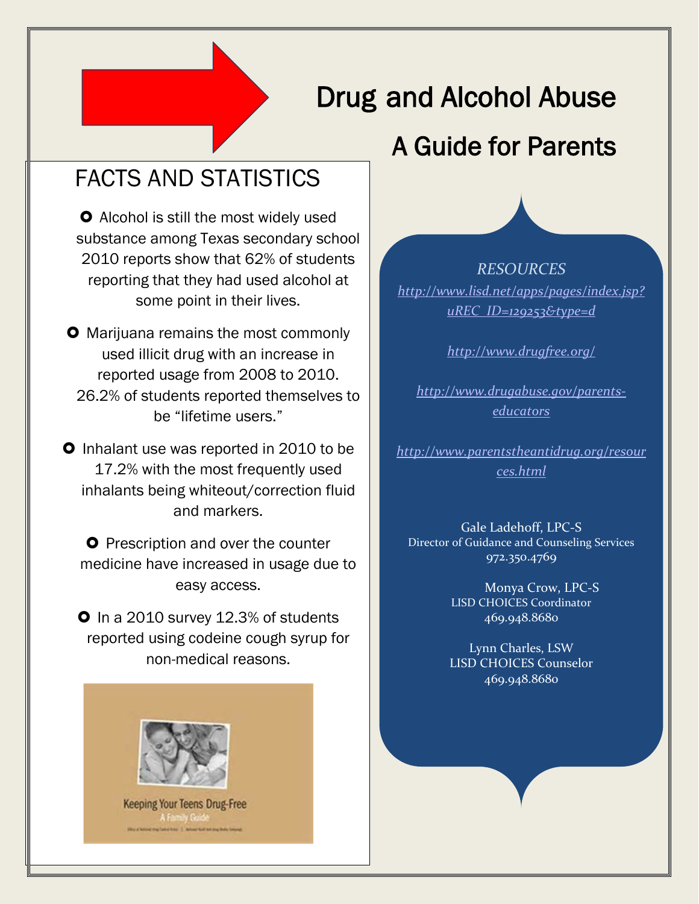# Drug and Alcohol Abuse

## A Guide for Parents

## FACTS AND STATISTICS

- Alcohol is still the most widely used substance among Texas secondary school 2010 reports show that 62% of students reporting that they had used alcohol at some point in their lives.
- Marijuana remains the most commonly used illicit drug with an increase in reported usage from 2008 to 2010. 26.2% of students reported themselves to be "lifetime users."
- Inhalant use was reported in 2010 to be 17.2% with the most frequently used inhalants being whiteout/correction fluid and markers.
- Prescription and over the counter medicine have increased in usage due to easy access.
- In a 2010 survey 12.3% of students reported using codeine cough syrup for non-medical reasons.

Keeping Your Teens Drug-Free
A Family Guide

*RESOURCES*

http://www.lisd.net/apps/pages/index.jsp?uREC_ID=129253&type=d

http://www.drugfree.org/

http://www.drugabuse.gov/parents-educators

http://www.parentstheantidrug.org/resources.html

Gale Ladehoff, LPC-S
Director of Guidance and Counseling Services
972.350.4769

Monya Crow, LPC-S
LISD CHOICES Coordinator
469.948.8680

Lynn Charles, LSW
LISD CHOICES Counselor
469.948.8680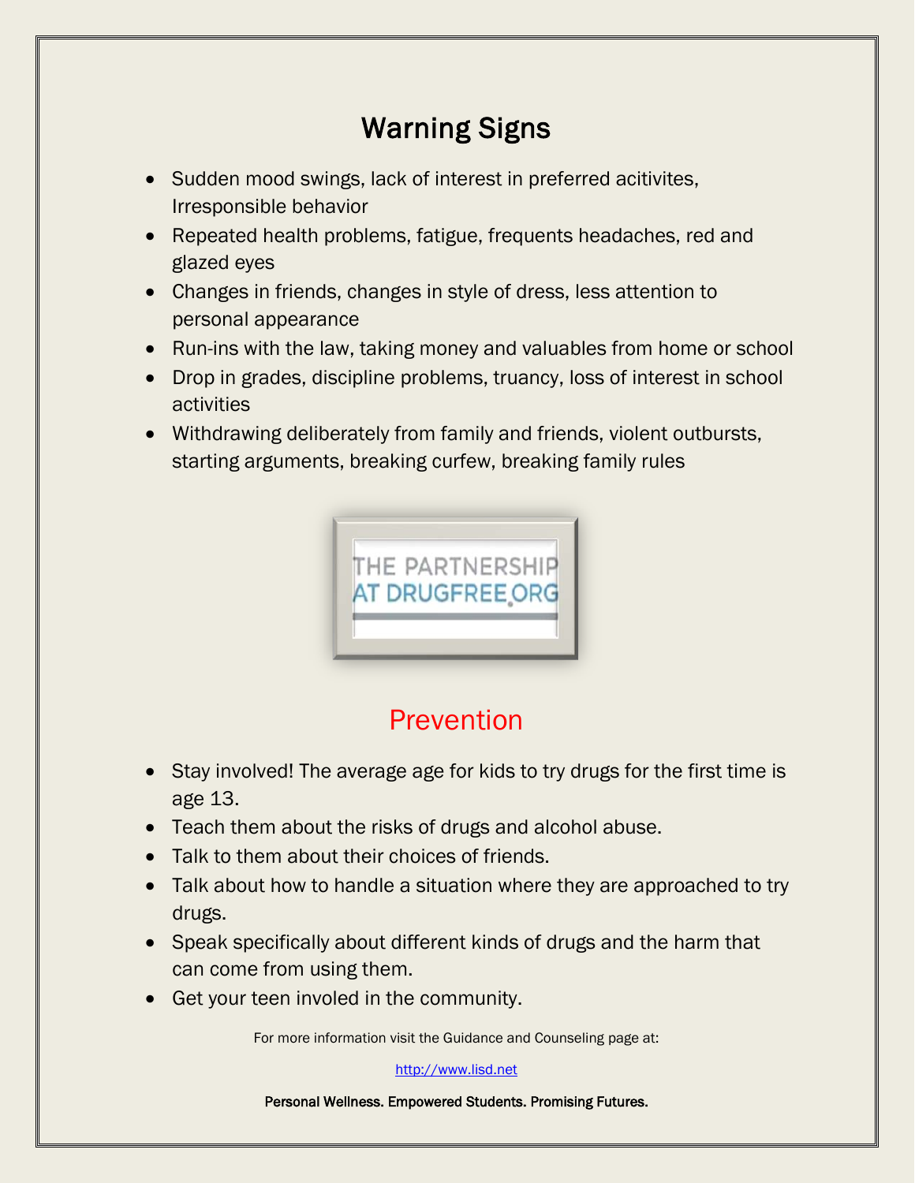## Warning Signs

- Sudden mood swings, lack of interest in preferred acitivites, Irresponsible behavior
- Repeated health problems, fatigue, frequents headaches, red and glazed eyes
- Changes in friends, changes in style of dress, less attention to personal appearance
- Run-ins with the law, taking money and valuables from home or school
- Drop in grades, discipline problems, truancy, loss of interest in school activities
- Withdrawing deliberately from family and friends, violent outbursts, starting arguments, breaking curfew, breaking family rules

THE PARTNERSHIP AT DRUGFREE.ORG

## Prevention

- Stay involved! The average age for kids to try drugs for the first time is age 13.
- Teach them about the risks of drugs and alcohol abuse.
- Talk to them about their choices of friends.
- Talk about how to handle a situation where they are approached to try drugs.
- Speak specifically about different kinds of drugs and the harm that can come from using them.
- Get your teen involed in the community.

For more information visit the Guidance and Counseling page at:

http://www.lisd.net

**Personal Wellness. Empowered Students. Promising Futures.**